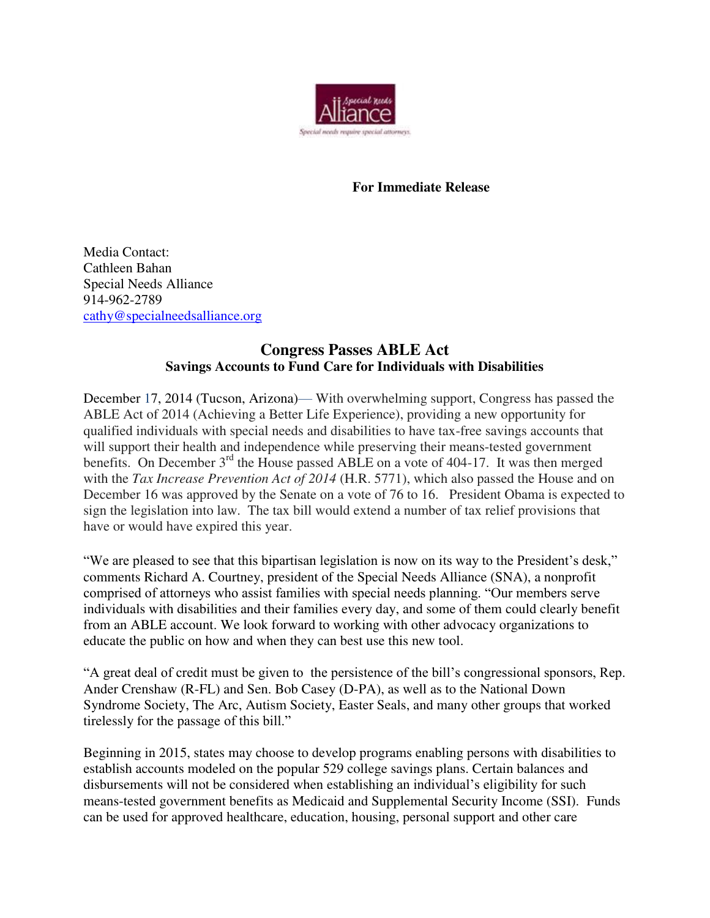**For Immediate Release**

Media Contact:
Cathleen Bahan
Special Needs Alliance
914-962-2789
cathy@specialneedsalliance.org

# Congress Passes ABLE Act

## Savings Accounts to Fund Care for Individuals with Disabilities

December 17, 2014 (Tucson, Arizona)— With overwhelming support, Congress has passed the ABLE Act of 2014 (Achieving a Better Life Experience), providing a new opportunity for qualified individuals with special needs and disabilities to have tax-free savings accounts that will support their health and independence while preserving their means-tested government benefits. On December 3rd the House passed ABLE on a vote of 404-17. It was then merged with the *Tax Increase Prevention Act of 2014* (H.R. 5771), which also passed the House and on December 16 was approved by the Senate on a vote of 76 to 16. President Obama is expected to sign the legislation into law. The tax bill would extend a number of tax relief provisions that have or would have expired this year.

"We are pleased to see that this bipartisan legislation is now on its way to the President's desk," comments Richard A. Courtney, president of the Special Needs Alliance (SNA), a nonprofit comprised of attorneys who assist families with special needs planning. "Our members serve individuals with disabilities and their families every day, and some of them could clearly benefit from an ABLE account. We look forward to working with other advocacy organizations to educate the public on how and when they can best use this new tool.

"A great deal of credit must be given to the persistence of the bill's congressional sponsors, Rep. Ander Crenshaw (R-FL) and Sen. Bob Casey (D-PA), as well as to the National Down Syndrome Society, The Arc, Autism Society, Easter Seals, and many other groups that worked tirelessly for the passage of this bill."

Beginning in 2015, states may choose to develop programs enabling persons with disabilities to establish accounts modeled on the popular 529 college savings plans. Certain balances and disbursements will not be considered when establishing an individual's eligibility for such means-tested government benefits as Medicaid and Supplemental Security Income (SSI). Funds can be used for approved healthcare, education, housing, personal support and other care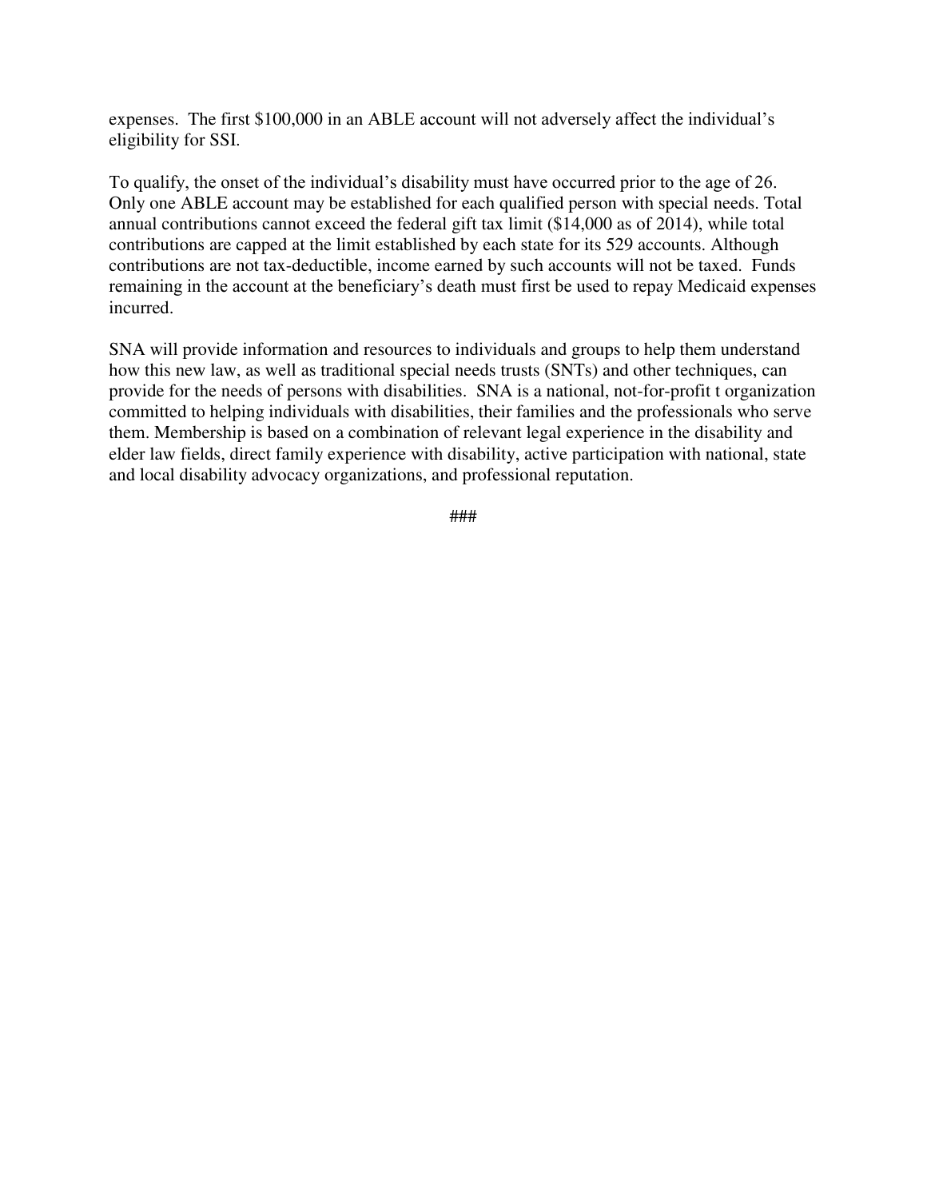expenses. The first $100,000 in an ABLE account will not adversely affect the individual's eligibility for SSI.

To qualify, the onset of the individual's disability must have occurred prior to the age of 26. Only one ABLE account may be established for each qualified person with special needs. Total annual contributions cannot exceed the federal gift tax limit ($14,000 as of 2014), while total contributions are capped at the limit established by each state for its 529 accounts. Although contributions are not tax-deductible, income earned by such accounts will not be taxed. Funds remaining in the account at the beneficiary's death must first be used to repay Medicaid expenses incurred.

SNA will provide information and resources to individuals and groups to help them understand how this new law, as well as traditional special needs trusts (SNTs) and other techniques, can provide for the needs of persons with disabilities. SNA is a national, not-for-profit t organization committed to helping individuals with disabilities, their families and the professionals who serve them. Membership is based on a combination of relevant legal experience in the disability and elder law fields, direct family experience with disability, active participation with national, state and local disability advocacy organizations, and professional reputation.

###